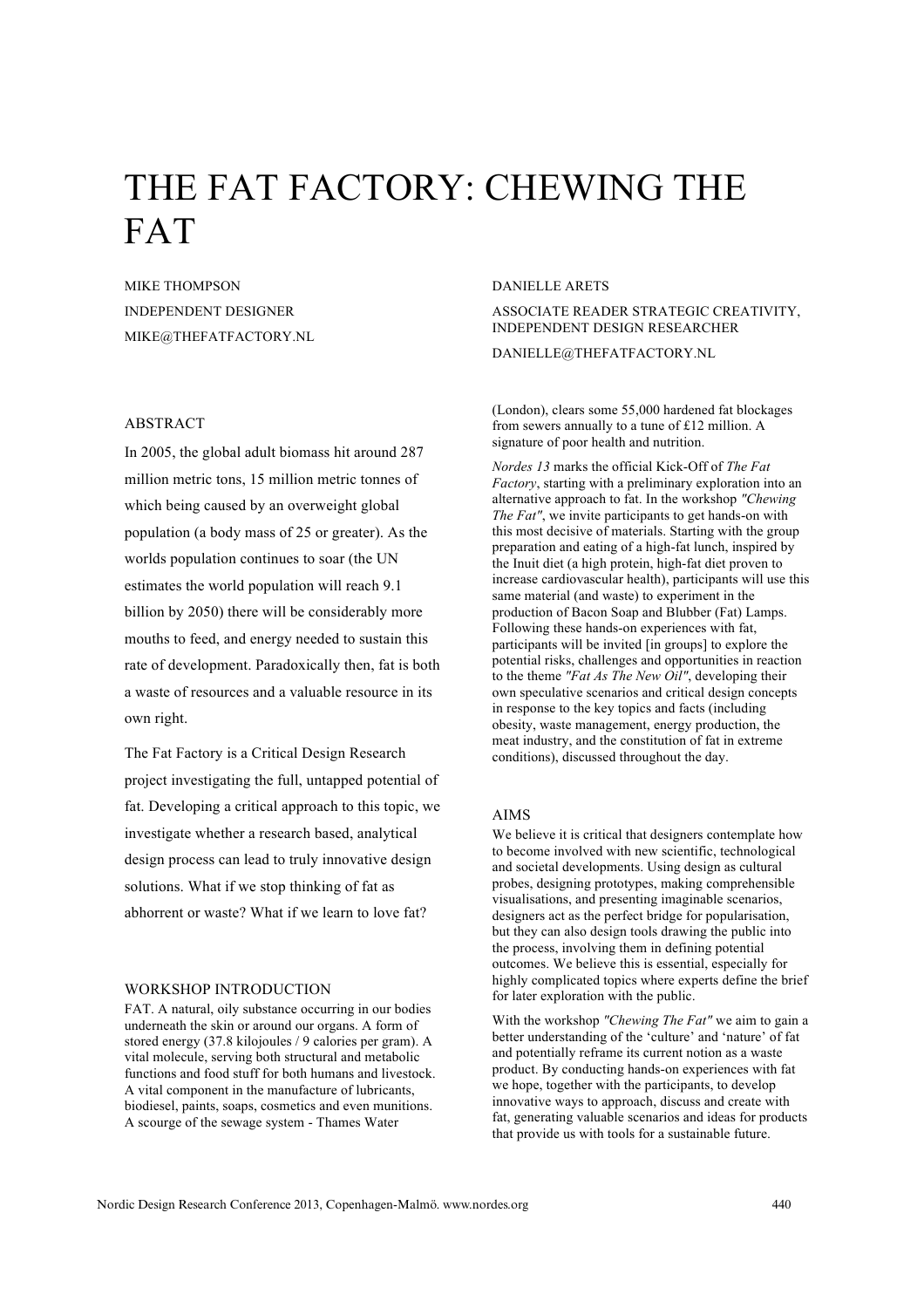# THE FAT FACTORY: CHEWING THE FAT

MIKE THOMPSON
INDEPENDENT DESIGNER
MIKE@THEFATFACTORY.NL

DANIELLE ARETS
ASSOCIATE READER STRATEGIC CREATIVITY, INDEPENDENT DESIGN RESEARCHER
DANIELLE@THEFATFACTORY.NL

## ABSTRACT

In 2005, the global adult biomass hit around 287 million metric tons, 15 million metric tonnes of which being caused by an overweight global population (a body mass of 25 or greater). As the worlds population continues to soar (the UN estimates the world population will reach 9.1 billion by 2050) there will be considerably more mouths to feed, and energy needed to sustain this rate of development. Paradoxically then, fat is both a waste of resources and a valuable resource in its own right.

The Fat Factory is a Critical Design Research project investigating the full, untapped potential of fat. Developing a critical approach to this topic, we investigate whether a research based, analytical design process can lead to truly innovative design solutions. What if we stop thinking of fat as abhorrent or waste? What if we learn to love fat?

## WORKSHOP INTRODUCTION

FAT. A natural, oily substance occurring in our bodies underneath the skin or around our organs. A form of stored energy (37.8 kilojoules / 9 calories per gram). A vital molecule, serving both structural and metabolic functions and food stuff for both humans and livestock. A vital component in the manufacture of lubricants, biodiesel, paints, soaps, cosmetics and even munitions. A scourge of the sewage system - Thames Water (London), clears some 55,000 hardened fat blockages from sewers annually to a tune of £12 million. A signature of poor health and nutrition.

*Nordes 13* marks the official Kick-Off of *The Fat Factory*, starting with a preliminary exploration into an alternative approach to fat. In the workshop *"Chewing The Fat"*, we invite participants to get hands-on with this most decisive of materials. Starting with the group preparation and eating of a high-fat lunch, inspired by the Inuit diet (a high protein, high-fat diet proven to increase cardiovascular health), participants will use this same material (and waste) to experiment in the production of Bacon Soap and Blubber (Fat) Lamps. Following these hands-on experiences with fat, participants will be invited [in groups] to explore the potential risks, challenges and opportunities in reaction to the theme *"Fat As The New Oil"*, developing their own speculative scenarios and critical design concepts in response to the key topics and facts (including obesity, waste management, energy production, the meat industry, and the constitution of fat in extreme conditions), discussed throughout the day.

## AIMS

We believe it is critical that designers contemplate how to become involved with new scientific, technological and societal developments. Using design as cultural probes, designing prototypes, making comprehensible visualisations, and presenting imaginable scenarios, designers act as the perfect bridge for popularisation, but they can also design tools drawing the public into the process, involving them in defining potential outcomes. We believe this is essential, especially for highly complicated topics where experts define the brief for later exploration with the public.

With the workshop *"Chewing The Fat"* we aim to gain a better understanding of the 'culture' and 'nature' of fat and potentially reframe its current notion as a waste product. By conducting hands-on experiences with fat we hope, together with the participants, to develop innovative ways to approach, discuss and create with fat, generating valuable scenarios and ideas for products that provide us with tools for a sustainable future.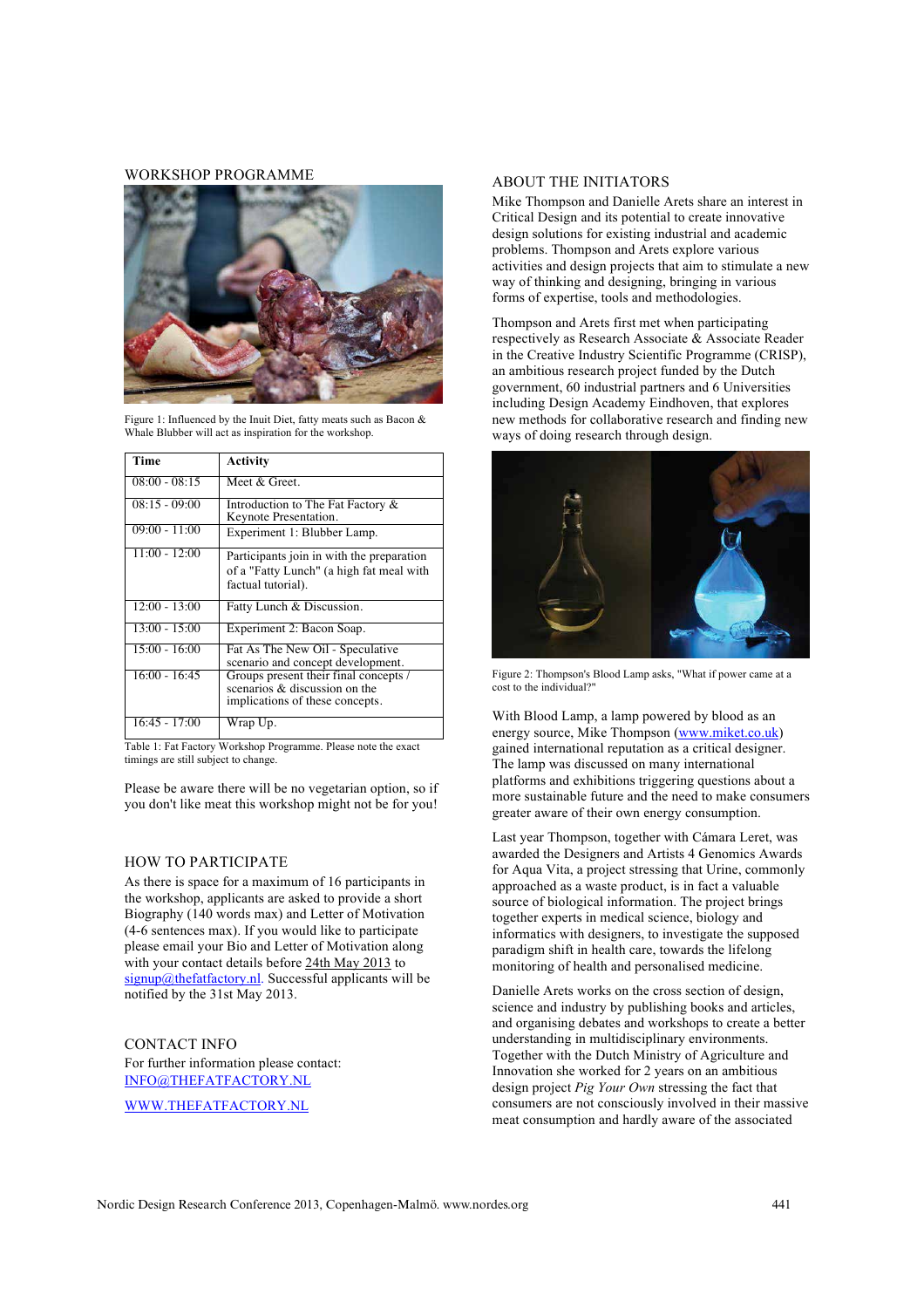## WORKSHOP PROGRAMME

Figure 1: Influenced by the Inuit Diet, fatty meats such as Bacon & Whale Blubber will act as inspiration for the workshop.

| Time | Activity |
|---|---|
| 08:00 - 08:15 | Meet & Greet. |
| 08:15 - 09:00 | Introduction to The Fat Factory & Keynote Presentation. |
| 09:00 - 11:00 | Experiment 1: Blubber Lamp. |
| 11:00 - 12:00 | Participants join in with the preparation of a "Fatty Lunch" (a high fat meal with factual tutorial). |
| 12:00 - 13:00 | Fatty Lunch & Discussion. |
| 13:00 - 15:00 | Experiment 2: Bacon Soap. |
| 15:00 - 16:00 | Fat As The New Oil - Speculative scenario and concept development. |
| 16:00 - 16:45 | Groups present their final concepts / scenarios & discussion on the implications of these concepts. |
| 16:45 - 17:00 | Wrap Up. |

Table 1: Fat Factory Workshop Programme. Please note the exact timings are still subject to change.

Please be aware there will be no vegetarian option, so if you don't like meat this workshop might not be for you!

## HOW TO PARTICIPATE

As there is space for a maximum of 16 participants in the workshop, applicants are asked to provide a short Biography (140 words max) and Letter of Motivation (4-6 sentences max). If you would like to participate please email your Bio and Letter of Motivation along with your contact details before 24th May 2013 to signup@thefatfactory.nl. Successful applicants will be notified by the 31st May 2013.

## CONTACT INFO

For further information please contact:
INFO@THEFATFACTORY.NL

WWW.THEFATFACTORY.NL

## ABOUT THE INITIATORS

Mike Thompson and Danielle Arets share an interest in Critical Design and its potential to create innovative design solutions for existing industrial and academic problems. Thompson and Arets explore various activities and design projects that aim to stimulate a new way of thinking and designing, bringing in various forms of expertise, tools and methodologies.

Thompson and Arets first met when participating respectively as Research Associate & Associate Reader in the Creative Industry Scientific Programme (CRISP), an ambitious research project funded by the Dutch government, 60 industrial partners and 6 Universities including Design Academy Eindhoven, that explores new methods for collaborative research and finding new ways of doing research through design.

Figure 2: Thompson's Blood Lamp asks, "What if power came at a cost to the individual?"

With Blood Lamp, a lamp powered by blood as an energy source, Mike Thompson (www.miket.co.uk) gained international reputation as a critical designer. The lamp was discussed on many international platforms and exhibitions triggering questions about a more sustainable future and the need to make consumers greater aware of their own energy consumption.

Last year Thompson, together with Cámara Leret, was awarded the Designers and Artists 4 Genomics Awards for Aqua Vita, a project stressing that Urine, commonly approached as a waste product, is in fact a valuable source of biological information. The project brings together experts in medical science, biology and informatics with designers, to investigate the supposed paradigm shift in health care, towards the lifelong monitoring of health and personalised medicine.

Danielle Arets works on the cross section of design, science and industry by publishing books and articles, and organising debates and workshops to create a better understanding in multidisciplinary environments. Together with the Dutch Ministry of Agriculture and Innovation she worked for 2 years on an ambitious design project *Pig Your Own* stressing the fact that consumers are not consciously involved in their massive meat consumption and hardly aware of the associated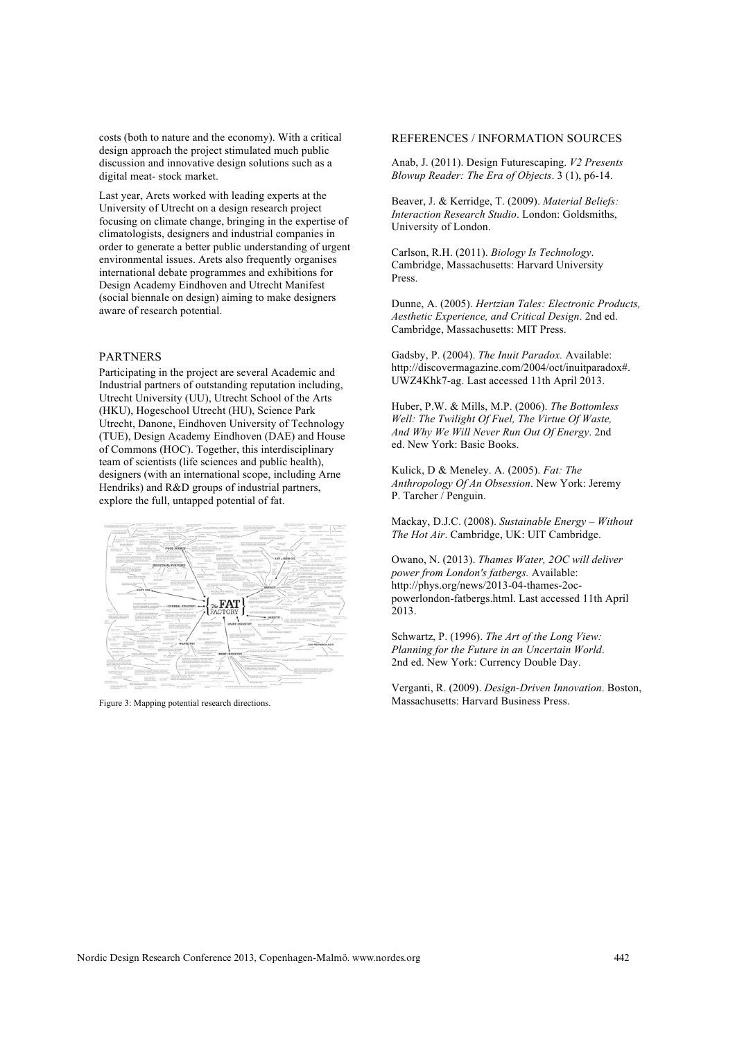costs (both to nature and the economy). With a critical design approach the project stimulated much public discussion and innovative design solutions such as a digital meat- stock market.

Last year, Arets worked with leading experts at the University of Utrecht on a design research project focusing on climate change, bringing in the expertise of climatologists, designers and industrial companies in order to generate a better public understanding of urgent environmental issues. Arets also frequently organises international debate programmes and exhibitions for Design Academy Eindhoven and Utrecht Manifest (social biennale on design) aiming to make designers aware of research potential.

## PARTNERS

Participating in the project are several Academic and Industrial partners of outstanding reputation including, Utrecht University (UU), Utrecht School of the Arts (HKU), Hogeschool Utrecht (HU), Science Park Utrecht, Danone, Eindhoven University of Technology (TUE), Design Academy Eindhoven (DAE) and House of Commons (HOC). Together, this interdisciplinary team of scientists (life sciences and public health), designers (with an international scope, including Arne Hendriks) and R&D groups of industrial partners, explore the full, untapped potential of fat.

Figure 3: Mapping potential research directions.

## REFERENCES / INFORMATION SOURCES

Anab, J. (2011). Design Futurescaping. *V2 Presents Blowup Reader: The Era of Objects*. 3 (1), p6-14.

Beaver, J. & Kerridge, T. (2009). *Material Beliefs: Interaction Research Studio*. London: Goldsmiths, University of London.

Carlson, R.H. (2011). *Biology Is Technology*. Cambridge, Massachusetts: Harvard University Press.

Dunne, A. (2005). *Hertzian Tales: Electronic Products, Aesthetic Experience, and Critical Design*. 2nd ed. Cambridge, Massachusetts: MIT Press.

Gadsby, P. (2004). *The Inuit Paradox.* Available: http://discovermagazine.com/2004/oct/inuitparadox#.UWZ4Khk7-ag. Last accessed 11th April 2013.

Huber, P.W. & Mills, M.P. (2006). *The Bottomless Well: The Twilight Of Fuel, The Virtue Of Waste, And Why We Will Never Run Out Of Energy*. 2nd ed. New York: Basic Books.

Kulick, D & Meneley. A. (2005). *Fat: The Anthropology Of An Obsession*. New York: Jeremy P. Tarcher / Penguin.

Mackay, D.J.C. (2008). *Sustainable Energy – Without The Hot Air*. Cambridge, UK: UIT Cambridge.

Owano, N. (2013). *Thames Water, 2OC will deliver power from London's fatbergs.* Available: http://phys.org/news/2013-04-thames-2oc-powerlondon-fatbergs.html. Last accessed 11th April 2013.

Schwartz, P. (1996). *The Art of the Long View: Planning for the Future in an Uncertain World*. 2nd ed. New York: Currency Double Day.

Verganti, R. (2009). *Design-Driven Innovation*. Boston, Massachusetts: Harvard Business Press.